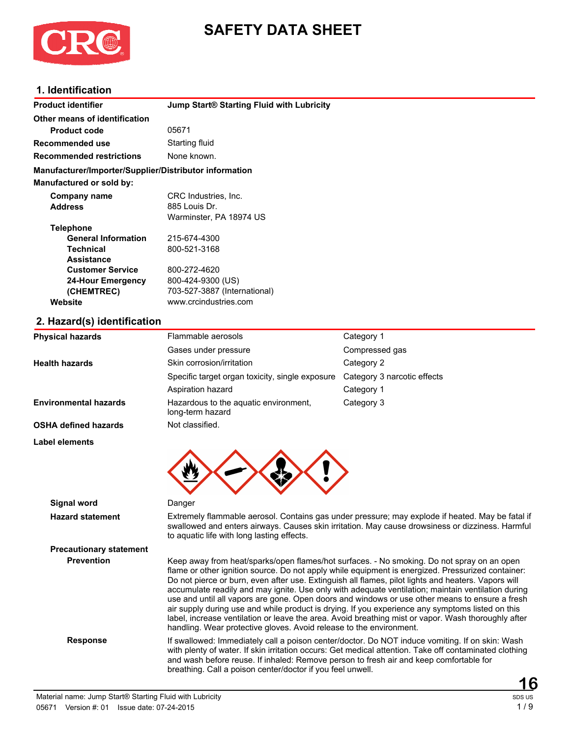# SAFETY DATA SHEET

## 1. Identification

| | |
|---|---|
| **Product identifier** | **Jump Start® Starting Fluid with Lubricity** |
| **Other means of identification** | |
| **Product code** | 05671 |
| **Recommended use** | Starting fluid |
| **Recommended restrictions** | None known. |

**Manufacturer/Importer/Supplier/Distributor information**

**Manufactured or sold by:**

| | |
|---|---|
| **Company name** | CRC Industries, Inc. |
| **Address** | 885 Louis Dr.<br>Warminster, PA 18974 US |
| **Telephone** | |
| **General Information** | 215-674-4300 |
| **Technical Assistance** | 800-521-3168 |
| **Customer Service** | 800-272-4620 |
| **24-Hour Emergency (CHEMTREC)** | 800-424-9300 (US)<br>703-527-3887 (International) |
| **Website** | www.crcindustries.com |

## 2. Hazard(s) identification

| | | |
|---|---|---|
| **Physical hazards** | Flammable aerosols | Category 1 |
| | Gases under pressure | Compressed gas |
| **Health hazards** | Skin corrosion/irritation | Category 2 |
| | Specific target organ toxicity, single exposure | Category 3 narcotic effects |
| | Aspiration hazard | Category 1 |
| **Environmental hazards** | Hazardous to the aquatic environment, long-term hazard | Category 3 |
| **OSHA defined hazards** | Not classified. | |

**Label elements**

**Signal word** Danger

**Hazard statement** Extremely flammable aerosol. Contains gas under pressure; may explode if heated. May be fatal if swallowed and enters airways. Causes skin irritation. May cause drowsiness or dizziness. Harmful to aquatic life with long lasting effects.

**Precautionary statement**

**Prevention** Keep away from heat/sparks/open flames/hot surfaces. - No smoking. Do not spray on an open flame or other ignition source. Do not apply while equipment is energized. Pressurized container: Do not pierce or burn, even after use. Extinguish all flames, pilot lights and heaters. Vapors will accumulate readily and may ignite. Use only with adequate ventilation; maintain ventilation during use and until all vapors are gone. Open doors and windows or use other means to ensure a fresh air supply during use and while product is drying. If you experience any symptoms listed on this label, increase ventilation or leave the area. Avoid breathing mist or vapor. Wash thoroughly after handling. Wear protective gloves. Avoid release to the environment.

**Response** If swallowed: Immediately call a poison center/doctor. Do NOT induce vomiting. If on skin: Wash with plenty of water. If skin irritation occurs: Get medical attention. Take off contaminated clothing and wash before reuse. If inhaled: Remove person to fresh air and keep comfortable for breathing. Call a poison center/doctor if you feel unwell.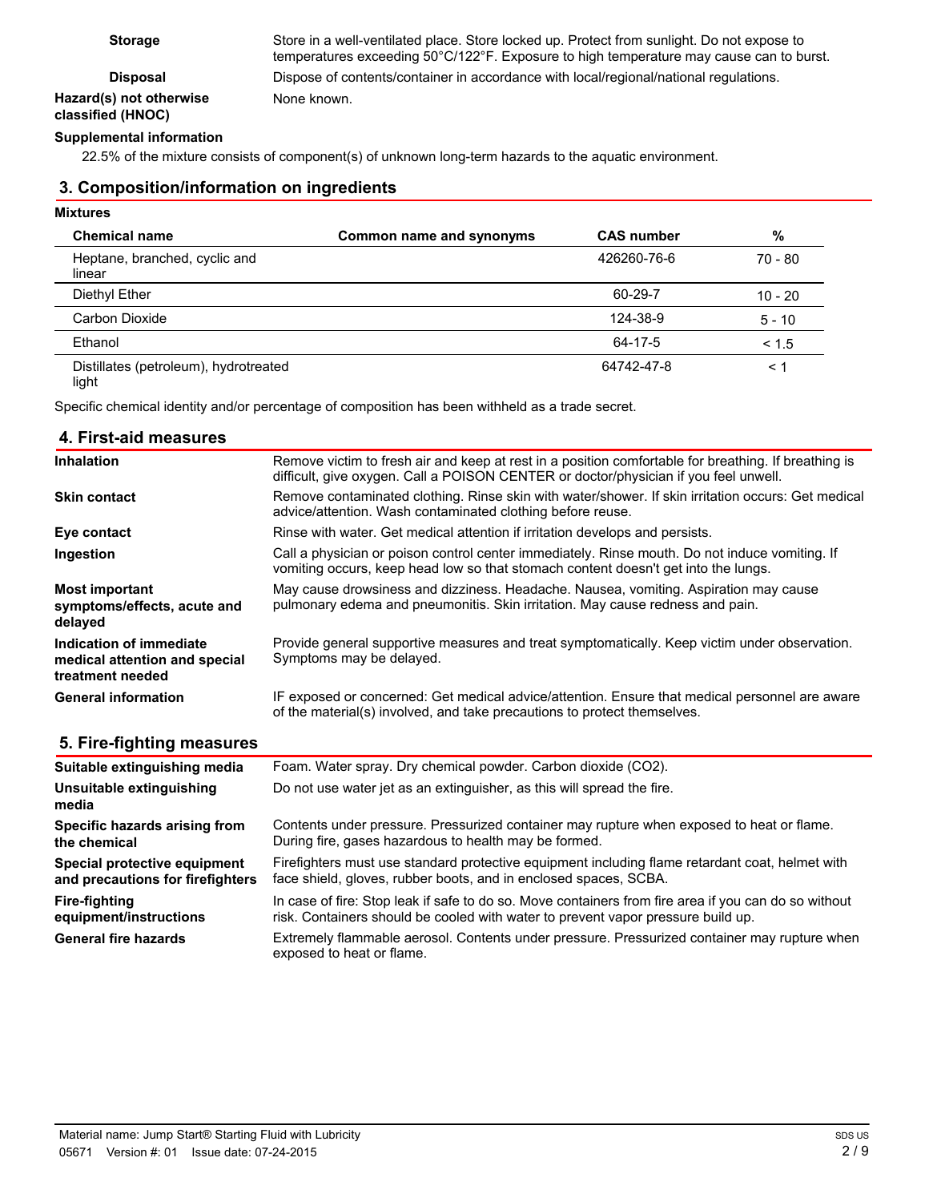| | |
|---|---|
| **Storage** | Store in a well-ventilated place. Store locked up. Protect from sunlight. Do not expose to temperatures exceeding 50°C/122°F. Exposure to high temperature may cause can to burst. |
| **Disposal** | Dispose of contents/container in accordance with local/regional/national regulations. |
| **Hazard(s) not otherwise classified (HNOC)** | None known. |

**Supplemental information**

22.5% of the mixture consists of component(s) of unknown long-term hazards to the aquatic environment.

## 3. Composition/information on ingredients

**Mixtures**

| Chemical name | Common name and synonyms | CAS number | % |
|---|---|---|---|
| Heptane, branched, cyclic and linear | | 426260-76-6 | 70 - 80 |
| Diethyl Ether | | 60-29-7 | 10 - 20 |
| Carbon Dioxide | | 124-38-9 | 5 - 10 |
| Ethanol | | 64-17-5 | < 1.5 |
| Distillates (petroleum), hydrotreated light | | 64742-47-8 | < 1 |

Specific chemical identity and/or percentage of composition has been withheld as a trade secret.

## 4. First-aid measures

| | |
|---|---|
| **Inhalation** | Remove victim to fresh air and keep at rest in a position comfortable for breathing. If breathing is difficult, give oxygen. Call a POISON CENTER or doctor/physician if you feel unwell. |
| **Skin contact** | Remove contaminated clothing. Rinse skin with water/shower. If skin irritation occurs: Get medical advice/attention. Wash contaminated clothing before reuse. |
| **Eye contact** | Rinse with water. Get medical attention if irritation develops and persists. |
| **Ingestion** | Call a physician or poison control center immediately. Rinse mouth. Do not induce vomiting. If vomiting occurs, keep head low so that stomach content doesn't get into the lungs. |
| **Most important symptoms/effects, acute and delayed** | May cause drowsiness and dizziness. Headache. Nausea, vomiting. Aspiration may cause pulmonary edema and pneumonitis. Skin irritation. May cause redness and pain. |
| **Indication of immediate medical attention and special treatment needed** | Provide general supportive measures and treat symptomatically. Keep victim under observation. Symptoms may be delayed. |
| **General information** | IF exposed or concerned: Get medical advice/attention. Ensure that medical personnel are aware of the material(s) involved, and take precautions to protect themselves. |

## 5. Fire-fighting measures

| | |
|---|---|
| **Suitable extinguishing media** | Foam. Water spray. Dry chemical powder. Carbon dioxide ($CO_2$). |
| **Unsuitable extinguishing media** | Do not use water jet as an extinguisher, as this will spread the fire. |
| **Specific hazards arising from the chemical** | Contents under pressure. Pressurized container may rupture when exposed to heat or flame. During fire, gases hazardous to health may be formed. |
| **Special protective equipment and precautions for firefighters** | Firefighters must use standard protective equipment including flame retardant coat, helmet with face shield, gloves, rubber boots, and in enclosed spaces, SCBA. |
| **Fire-fighting equipment/instructions** | In case of fire: Stop leak if safe to do so. Move containers from fire area if you can do so without risk. Containers should be cooled with water to prevent vapor pressure build up. |
| **General fire hazards** | Extremely flammable aerosol. Contents under pressure. Pressurized container may rupture when exposed to heat or flame. |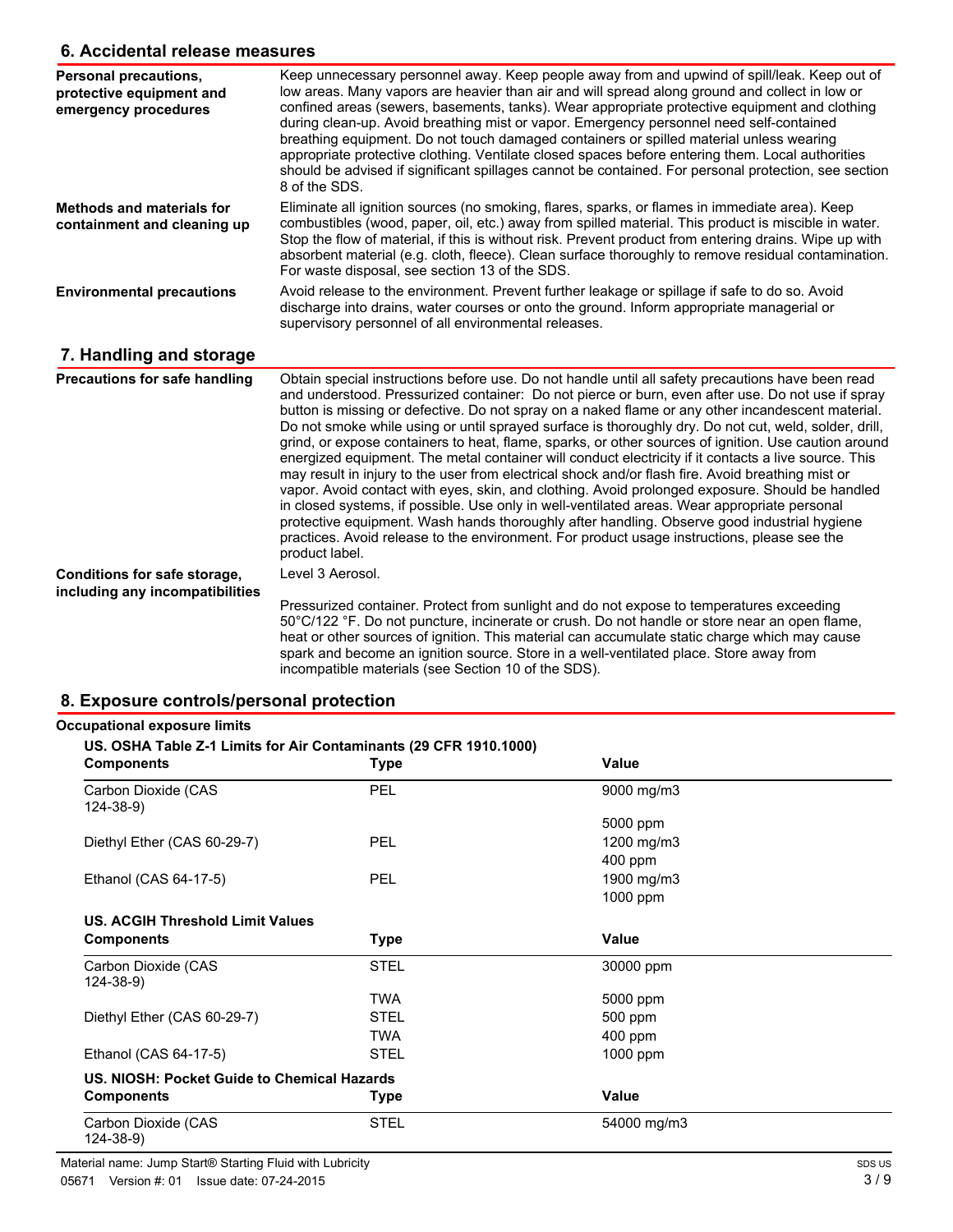## 6. Accidental release measures

| | |
|---|---|
| **Personal precautions, protective equipment and emergency procedures** | Keep unnecessary personnel away. Keep people away from and upwind of spill/leak. Keep out of low areas. Many vapors are heavier than air and will spread along ground and collect in low or confined areas (sewers, basements, tanks). Wear appropriate protective equipment and clothing during clean-up. Avoid breathing mist or vapor. Emergency personnel need self-contained breathing equipment. Do not touch damaged containers or spilled material unless wearing appropriate protective clothing. Ventilate closed spaces before entering them. Local authorities should be advised if significant spillages cannot be contained. For personal protection, see section 8 of the SDS. |
| **Methods and materials for containment and cleaning up** | Eliminate all ignition sources (no smoking, flares, sparks, or flames in immediate area). Keep combustibles (wood, paper, oil, etc.) away from spilled material. This product is miscible in water. Stop the flow of material, if this is without risk. Prevent product from entering drains. Wipe up with absorbent material (e.g. cloth, fleece). Clean surface thoroughly to remove residual contamination. For waste disposal, see section 13 of the SDS. |
| **Environmental precautions** | Avoid release to the environment. Prevent further leakage or spillage if safe to do so. Avoid discharge into drains, water courses or onto the ground. Inform appropriate managerial or supervisory personnel of all environmental releases. |

## 7. Handling and storage

| | |
|---|---|
| **Precautions for safe handling** | Obtain special instructions before use. Do not handle until all safety precautions have been read and understood. Pressurized container: Do not pierce or burn, even after use. Do not use if spray button is missing or defective. Do not spray on a naked flame or any other incandescent material. Do not smoke while using or until sprayed surface is thoroughly dry. Do not cut, weld, solder, drill, grind, or expose containers to heat, flame, sparks, or other sources of ignition. Use caution around energized equipment. The metal container will conduct electricity if it contacts a live source. This may result in injury to the user from electrical shock and/or flash fire. Avoid breathing mist or vapor. Avoid contact with eyes, skin, and clothing. Avoid prolonged exposure. Should be handled in closed systems, if possible. Use only in well-ventilated areas. Wear appropriate personal protective equipment. Wash hands thoroughly after handling. Observe good industrial hygiene practices. Avoid release to the environment. For product usage instructions, please see the product label. |
| **Conditions for safe storage, including any incompatibilities** | Level 3 Aerosol.<br><br>Pressurized container. Protect from sunlight and do not expose to temperatures exceeding 50°C/122 °F. Do not puncture, incinerate or crush. Do not handle or store near an open flame, heat or other sources of ignition. This material can accumulate static charge which may cause spark and become an ignition source. Store in a well-ventilated place. Store away from incompatible materials (see Section 10 of the SDS). |

## 8. Exposure controls/personal protection

**Occupational exposure limits**

**US. OSHA Table Z-1 Limits for Air Contaminants (29 CFR 1910.1000)**

| Components | Type | Value |
|---|---|---|
| Carbon Dioxide (CAS 124-38-9) | PEL | 9000 mg/m3 |
| | | 5000 ppm |
| Diethyl Ether (CAS 60-29-7) | PEL | 1200 mg/m3 |
| | | 400 ppm |
| Ethanol (CAS 64-17-5) | PEL | 1900 mg/m3 |
| | | 1000 ppm |

**US. ACGIH Threshold Limit Values**

| Components | Type | Value |
|---|---|---|
| Carbon Dioxide (CAS 124-38-9) | STEL | 30000 ppm |
| | TWA | 5000 ppm |
| Diethyl Ether (CAS 60-29-7) | STEL | 500 ppm |
| | TWA | 400 ppm |
| Ethanol (CAS 64-17-5) | STEL | 1000 ppm |

**US. NIOSH: Pocket Guide to Chemical Hazards**

| Components | Type | Value |
|---|---|---|
| Carbon Dioxide (CAS 124-38-9) | STEL | 54000 mg/m3 |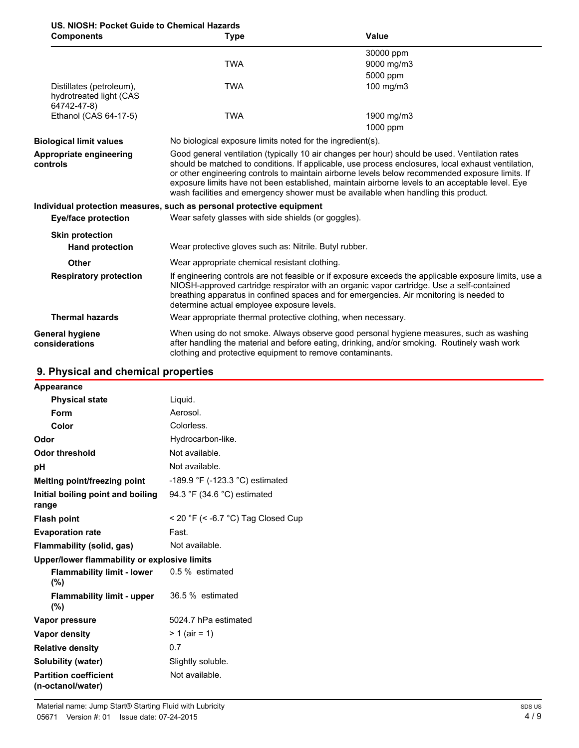**US. NIOSH: Pocket Guide to Chemical Hazards**

| Components | Type | Value |
|---|---|---|
| | | 30000 ppm |
| | TWA | 9000 mg/m3 |
| | | 5000 ppm |
| Distillates (petroleum), hydrotreated light (CAS 64742-47-8) | TWA | 100 mg/m3 |
| Ethanol (CAS 64-17-5) | TWA | 1900 mg/m3 |
| | | 1000 ppm |

**Biological limit values** No biological exposure limits noted for the ingredient(s).

**Appropriate engineering controls** Good general ventilation (typically 10 air changes per hour) should be used. Ventilation rates should be matched to conditions. If applicable, use process enclosures, local exhaust ventilation, or other engineering controls to maintain airborne levels below recommended exposure limits. If exposure limits have not been established, maintain airborne levels to an acceptable level. Eye wash facilities and emergency shower must be available when handling this product.

**Individual protection measures, such as personal protective equipment**

**Eye/face protection** Wear safety glasses with side shields (or goggles).

**Skin protection**

**Hand protection** Wear protective gloves such as: Nitrile. Butyl rubber.

**Other** Wear appropriate chemical resistant clothing.

**Respiratory protection** If engineering controls are not feasible or if exposure exceeds the applicable exposure limits, use a NIOSH-approved cartridge respirator with an organic vapor cartridge. Use a self-contained breathing apparatus in confined spaces and for emergencies. Air monitoring is needed to determine actual employee exposure levels.

**Thermal hazards** Wear appropriate thermal protective clothing, when necessary.

**General hygiene considerations** When using do not smoke. Always observe good personal hygiene measures, such as washing after handling the material and before eating, drinking, and/or smoking. Routinely wash work clothing and protective equipment to remove contaminants.

## 9. Physical and chemical properties

**Appearance**

| | |
|---|---|
| **Physical state** | Liquid. |
| **Form** | Aerosol. |
| **Color** | Colorless. |
| **Odor** | Hydrocarbon-like. |
| **Odor threshold** | Not available. |
| **pH** | Not available. |
| **Melting point/freezing point** | -189.9 °F (-123.3 °C) estimated |
| **Initial boiling point and boiling range** | 94.3 °F (34.6 °C) estimated |
| **Flash point** | < 20 °F (< -6.7 °C) Tag Closed Cup |
| **Evaporation rate** | Fast. |
| **Flammability (solid, gas)** | Not available. |

**Upper/lower flammability or explosive limits**

| | |
|---|---|
| **Flammability limit - lower (%)** | 0.5 % estimated |
| **Flammability limit - upper (%)** | 36.5 % estimated |
| **Vapor pressure** | 5024.7 hPa estimated |
| **Vapor density** | > 1 (air = 1) |
| **Relative density** | 0.7 |
| **Solubility (water)** | Slightly soluble. |
| **Partition coefficient (n-octanol/water)** | Not available. |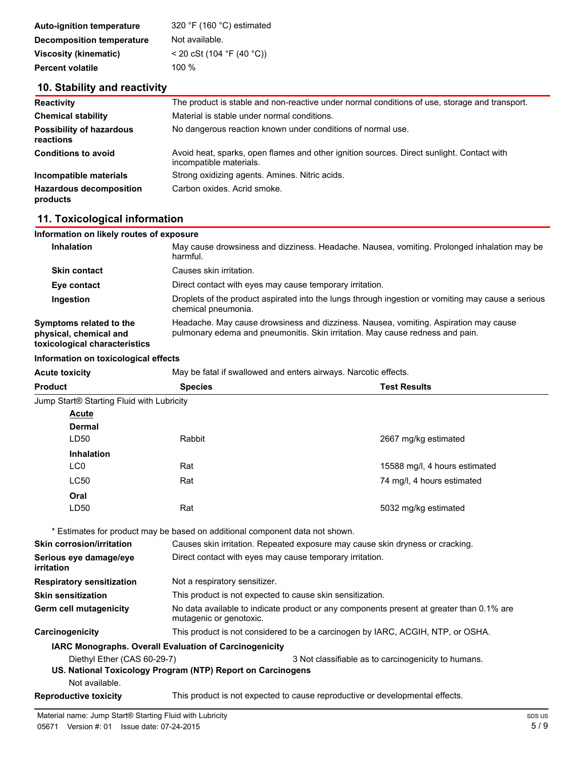| | |
|---|---|
| **Auto-ignition temperature** | 320 °F (160 °C) estimated |
| **Decomposition temperature** | Not available. |
| **Viscosity (kinematic)** | < 20 cSt (104 °F (40 °C)) |
| **Percent volatile** | 100 % |

## 10. Stability and reactivity

| | |
|---|---|
| **Reactivity** | The product is stable and non-reactive under normal conditions of use, storage and transport. |
| **Chemical stability** | Material is stable under normal conditions. |
| **Possibility of hazardous reactions** | No dangerous reaction known under conditions of normal use. |
| **Conditions to avoid** | Avoid heat, sparks, open flames and other ignition sources. Direct sunlight. Contact with incompatible materials. |
| **Incompatible materials** | Strong oxidizing agents. Amines. Nitric acids. |
| **Hazardous decomposition products** | Carbon oxides. Acrid smoke. |

## 11. Toxicological information

**Information on likely routes of exposure**

| | |
|---|---|
| **Inhalation** | May cause drowsiness and dizziness. Headache. Nausea, vomiting. Prolonged inhalation may be harmful. |
| **Skin contact** | Causes skin irritation. |
| **Eye contact** | Direct contact with eyes may cause temporary irritation. |
| **Ingestion** | Droplets of the product aspirated into the lungs through ingestion or vomiting may cause a serious chemical pneumonia. |
| **Symptoms related to the physical, chemical and toxicological characteristics** | Headache. May cause drowsiness and dizziness. Nausea, vomiting. Aspiration may cause pulmonary edema and pneumonitis. Skin irritation. May cause redness and pain. |

**Information on toxicological effects**

**Acute toxicity** May be fatal if swallowed and enters airways. Narcotic effects.

| Product | Species | Test Results |
|---|---|---|
| Jump Start® Starting Fluid with Lubricity | | |
| **Acute** | | |
| **Dermal** | | |
| LD50 | Rabbit | 2667 mg/kg estimated |
| **Inhalation** | | |
| LC0 | Rat | 15588 mg/l, 4 hours estimated |
| LC50 | Rat | 74 mg/l, 4 hours estimated |
| **Oral** | | |
| LD50 | Rat | 5032 mg/kg estimated |

\* Estimates for product may be based on additional component data not shown.

| | |
|---|---|
| **Skin corrosion/irritation** | Causes skin irritation. Repeated exposure may cause skin dryness or cracking. |
| **Serious eye damage/eye irritation** | Direct contact with eyes may cause temporary irritation. |
| **Respiratory sensitization** | Not a respiratory sensitizer. |
| **Skin sensitization** | This product is not expected to cause skin sensitization. |
| **Germ cell mutagenicity** | No data available to indicate product or any components present at greater than 0.1% are mutagenic or genotoxic. |
| **Carcinogenicity** | This product is not considered to be a carcinogen by IARC, ACGIH, NTP, or OSHA. |

**IARC Monographs. Overall Evaluation of Carcinogenicity**

Diethyl Ether (CAS 60-29-7) 3 Not classifiable as to carcinogenicity to humans.

**US. National Toxicology Program (NTP) Report on Carcinogens**

Not available.

**Reproductive toxicity** This product is not expected to cause reproductive or developmental effects.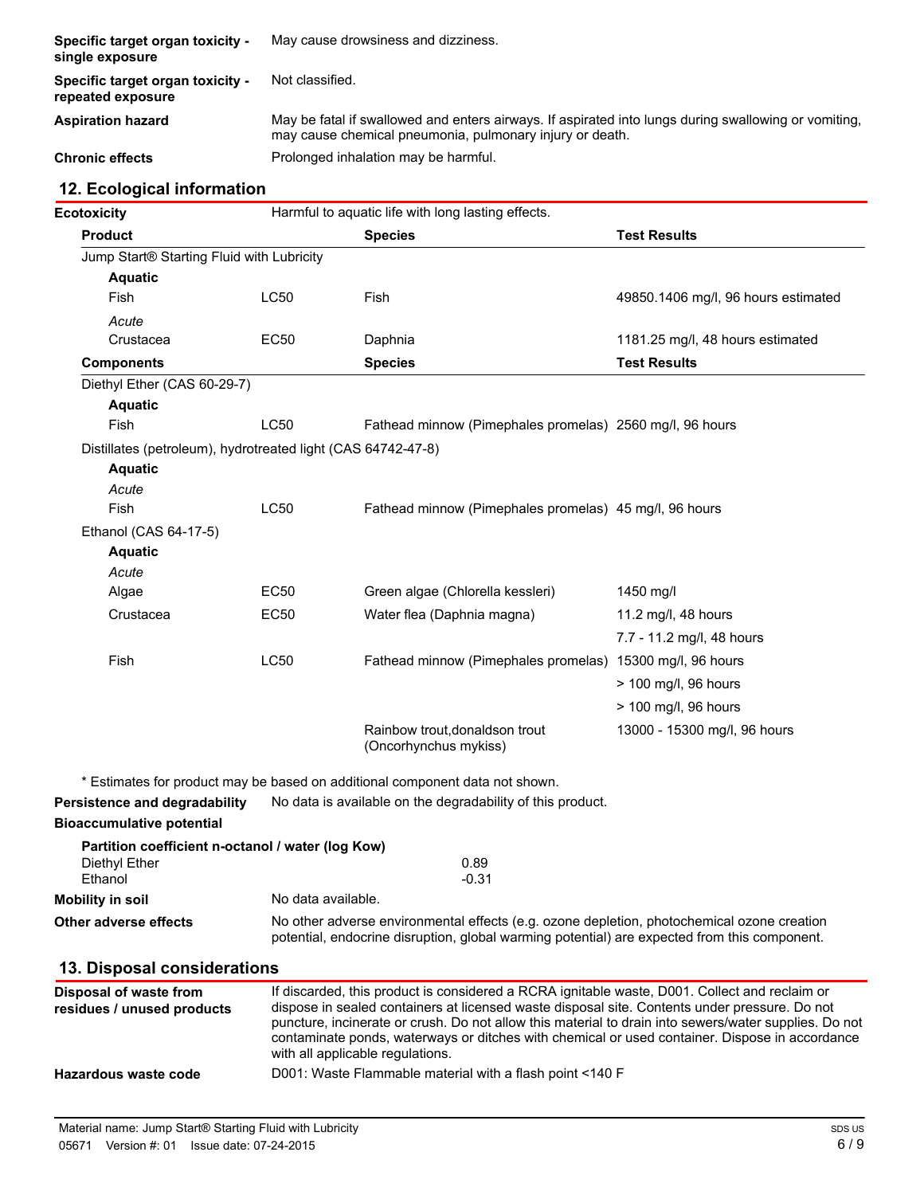| | |
|---|---|
| **Specific target organ toxicity - single exposure** | May cause drowsiness and dizziness. |
| **Specific target organ toxicity - repeated exposure** | Not classified. |
| **Aspiration hazard** | May be fatal if swallowed and enters airways. If aspirated into lungs during swallowing or vomiting, may cause chemical pneumonia, pulmonary injury or death. |
| **Chronic effects** | Prolonged inhalation may be harmful. |

## 12. Ecological information

**Ecotoxicity** Harmful to aquatic life with long lasting effects.

| **Product** | | **Species** | **Test Results** |
|---|---|---|---|
| Jump Start® Starting Fluid with Lubricity | | | |
| **Aquatic** | | | |
| Fish | LC50 | Fish | 49850.1406 mg/l, 96 hours estimated |
| *Acute* | | | |
| Crustacea | EC50 | Daphnia | 1181.25 mg/l, 48 hours estimated |
| **Components** | | **Species** | **Test Results** |
| Diethyl Ether (CAS 60-29-7) | | | |
| **Aquatic** | | | |
| Fish | LC50 | Fathead minnow (Pimephales promelas) | 2560 mg/l, 96 hours |
| Distillates (petroleum), hydrotreated light (CAS 64742-47-8) | | | |
| **Aquatic** | | | |
| *Acute* | | | |
| Fish | LC50 | Fathead minnow (Pimephales promelas) | 45 mg/l, 96 hours |
| Ethanol (CAS 64-17-5) | | | |
| **Aquatic** | | | |
| *Acute* | | | |
| Algae | EC50 | Green algae (Chlorella kessleri) | 1450 mg/l |
| Crustacea | EC50 | Water flea (Daphnia magna) | 11.2 mg/l, 48 hours |
| | | | 7.7 - 11.2 mg/l, 48 hours |
| Fish | LC50 | Fathead minnow (Pimephales promelas) | 15300 mg/l, 96 hours |
| | | | > 100 mg/l, 96 hours |
| | | | > 100 mg/l, 96 hours |
| | | Rainbow trout,donaldson trout (Oncorhynchus mykiss) | 13000 - 15300 mg/l, 96 hours |

\* Estimates for product may be based on additional component data not shown.

**Persistence and degradability** No data is available on the degradability of this product.

**Bioaccumulative potential**

**Partition coefficient n-octanol / water (log Kow)**

| | |
|---|---|
| Diethyl Ether | 0.89 |
| Ethanol | -0.31 |

**Mobility in soil** No data available.

**Other adverse effects** No other adverse environmental effects (e.g. ozone depletion, photochemical ozone creation potential, endocrine disruption, global warming potential) are expected from this component.

## 13. Disposal considerations

**Disposal of waste from residues / unused products** If discarded, this product is considered a RCRA ignitable waste, D001. Collect and reclaim or dispose in sealed containers at licensed waste disposal site. Contents under pressure. Do not puncture, incinerate or crush. Do not allow this material to drain into sewers/water supplies. Do not contaminate ponds, waterways or ditches with chemical or used container. Dispose in accordance with all applicable regulations.

**Hazardous waste code** D001: Waste Flammable material with a flash point <140 F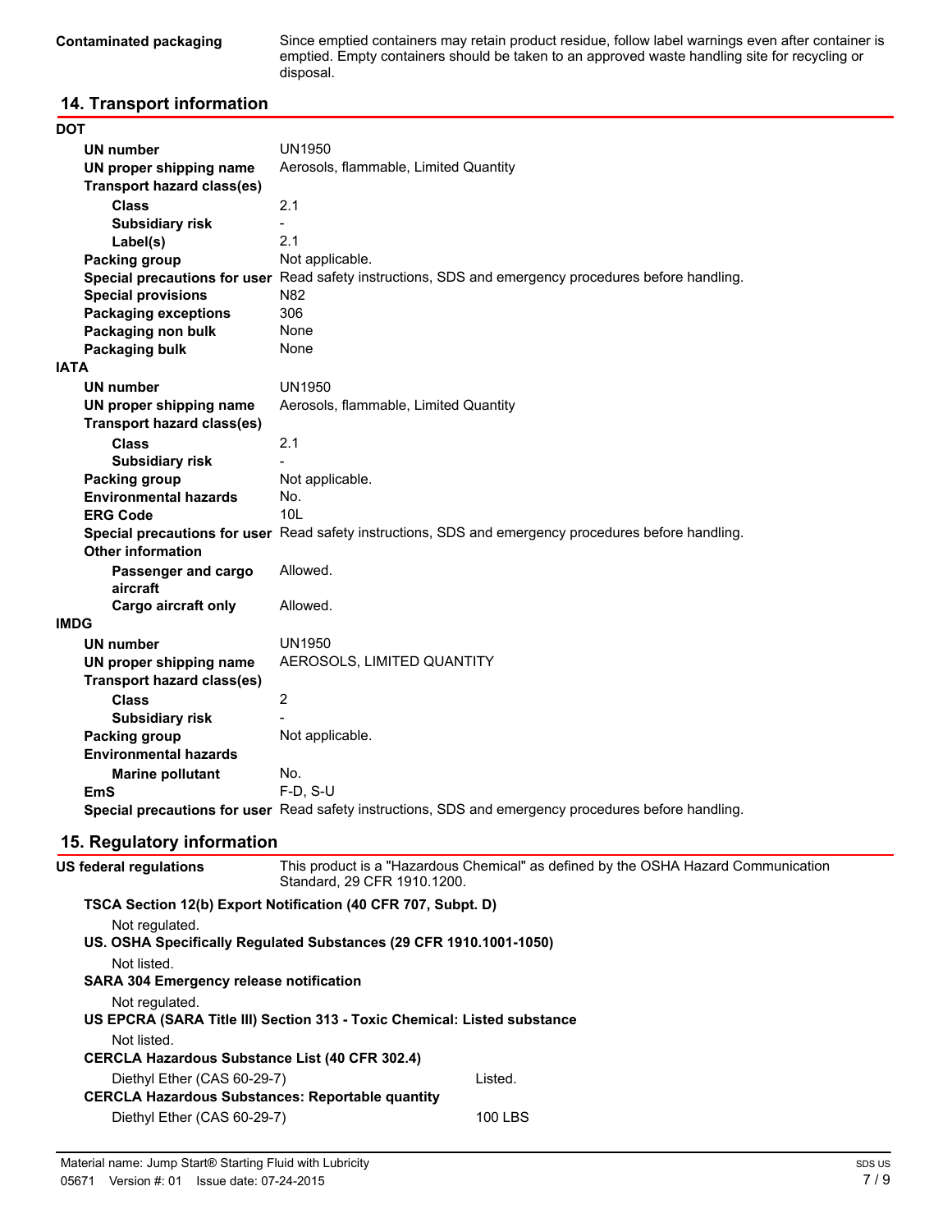| | |
|---|---|
| **Contaminated packaging** | Since emptied containers may retain product residue, follow label warnings even after container is emptied. Empty containers should be taken to an approved waste handling site for recycling or disposal. |

## 14. Transport information

**DOT**

| | |
|---|---|
| **UN number** | UN1950 |
| **UN proper shipping name** | Aerosols, flammable, Limited Quantity |
| **Transport hazard class(es)** | |
| **Class** | 2.1 |
| **Subsidiary risk** | - |
| **Label(s)** | 2.1 |
| **Packing group** | Not applicable. |
| **Special precautions for user** | Read safety instructions, SDS and emergency procedures before handling. |
| **Special provisions** | N82 |
| **Packaging exceptions** | 306 |
| **Packaging non bulk** | None |
| **Packaging bulk** | None |

**IATA**

| | |
|---|---|
| **UN number** | UN1950 |
| **UN proper shipping name** | Aerosols, flammable, Limited Quantity |
| **Transport hazard class(es)** | |
| **Class** | 2.1 |
| **Subsidiary risk** | - |
| **Packing group** | Not applicable. |
| **Environmental hazards** | No. |
| **ERG Code** | 10L |
| **Special precautions for user** | Read safety instructions, SDS and emergency procedures before handling. |
| **Other information** | |
| **Passenger and cargo aircraft** | Allowed. |
| **Cargo aircraft only** | Allowed. |

**IMDG**

| | |
|---|---|
| **UN number** | UN1950 |
| **UN proper shipping name** | AEROSOLS, LIMITED QUANTITY |
| **Transport hazard class(es)** | |
| **Class** | 2 |
| **Subsidiary risk** | - |
| **Packing group** | Not applicable. |
| **Environmental hazards** | |
| **Marine pollutant** | No. |
| **EmS** | F-D, S-U |
| **Special precautions for user** | Read safety instructions, SDS and emergency procedures before handling. |

## 15. Regulatory information

**US federal regulations** This product is a "Hazardous Chemical" as defined by the OSHA Hazard Communication Standard, 29 CFR 1910.1200.

**TSCA Section 12(b) Export Notification (40 CFR 707, Subpt. D)**

Not regulated.

**US. OSHA Specifically Regulated Substances (29 CFR 1910.1001-1050)**

Not listed.

**SARA 304 Emergency release notification**

Not regulated.

**US EPCRA (SARA Title III) Section 313 - Toxic Chemical: Listed substance**

Not listed.

**CERCLA Hazardous Substance List (40 CFR 302.4)**

| | |
|---|---|
| Diethyl Ether (CAS 60-29-7) | Listed. |

**CERCLA Hazardous Substances: Reportable quantity**

| | |
|---|---|
| Diethyl Ether (CAS 60-29-7) | 100 LBS |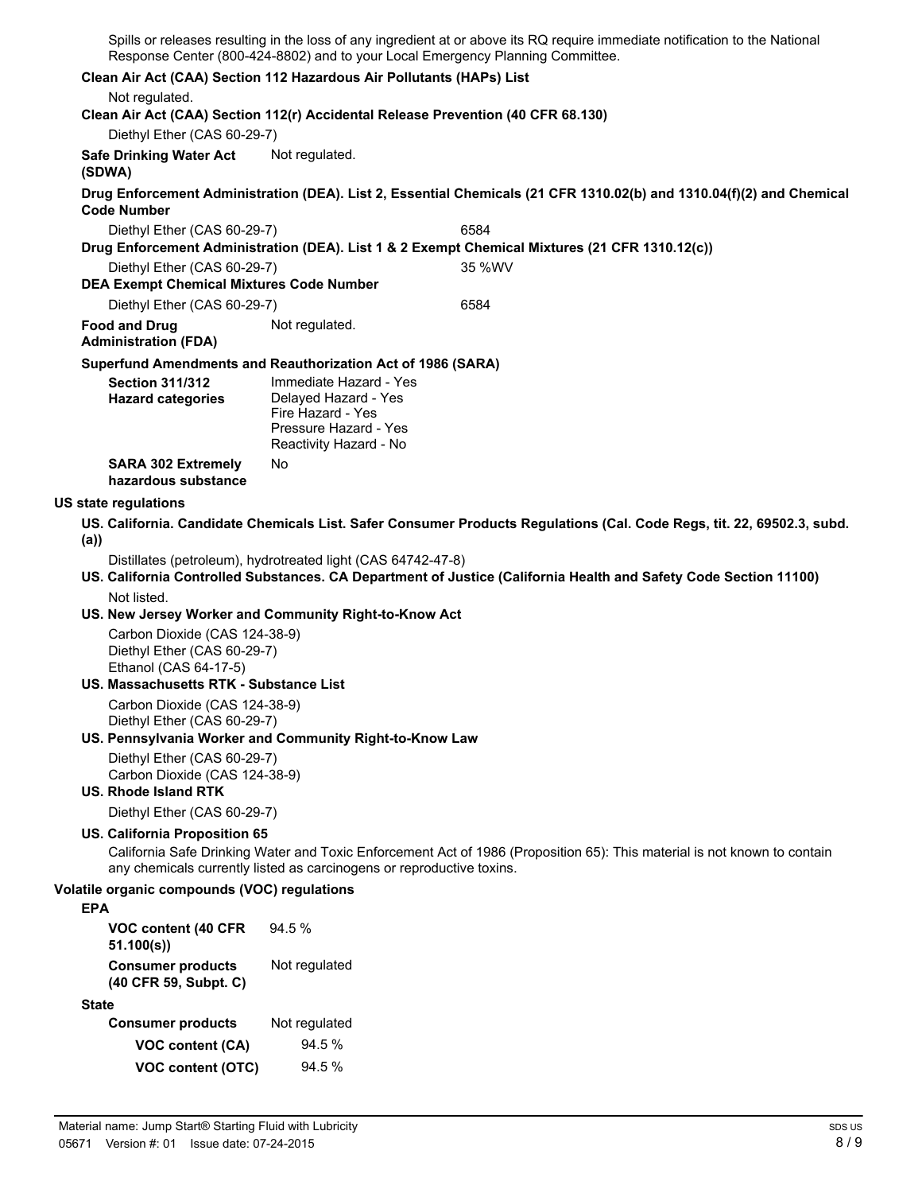Spills or releases resulting in the loss of any ingredient at or above its RQ require immediate notification to the National Response Center (800-424-8802) and to your Local Emergency Planning Committee.

**Clean Air Act (CAA) Section 112 Hazardous Air Pollutants (HAPs) List**

Not regulated.

**Clean Air Act (CAA) Section 112(r) Accidental Release Prevention (40 CFR 68.130)**

Diethyl Ether (CAS 60-29-7)

**Safe Drinking Water Act (SDWA)** Not regulated.

**Drug Enforcement Administration (DEA). List 2, Essential Chemicals (21 CFR 1310.02(b) and 1310.04(f)(2) and Chemical Code Number**

| | |
|---|---|
| Diethyl Ether (CAS 60-29-7) | 6584 |

**Drug Enforcement Administration (DEA). List 1 & 2 Exempt Chemical Mixtures (21 CFR 1310.12(c))**

| | |
|---|---|
| Diethyl Ether (CAS 60-29-7) | 35 %WV |

**DEA Exempt Chemical Mixtures Code Number**

| | |
|---|---|
| Diethyl Ether (CAS 60-29-7) | 6584 |

**Food and Drug Administration (FDA)** Not regulated.

**Superfund Amendments and Reauthorization Act of 1986 (SARA)**

**Section 311/312 Hazard categories**
Immediate Hazard - Yes
Delayed Hazard - Yes
Fire Hazard - Yes
Pressure Hazard - Yes
Reactivity Hazard - No

**SARA 302 Extremely hazardous substance** No

**US state regulations**

**US. California. Candidate Chemicals List. Safer Consumer Products Regulations (Cal. Code Regs, tit. 22, 69502.3, subd. (a))**

Distillates (petroleum), hydrotreated light (CAS 64742-47-8)

**US. California Controlled Substances. CA Department of Justice (California Health and Safety Code Section 11100)**

Not listed.

**US. New Jersey Worker and Community Right-to-Know Act**

Carbon Dioxide (CAS 124-38-9)
Diethyl Ether (CAS 60-29-7)
Ethanol (CAS 64-17-5)

**US. Massachusetts RTK - Substance List**

Carbon Dioxide (CAS 124-38-9)
Diethyl Ether (CAS 60-29-7)

**US. Pennsylvania Worker and Community Right-to-Know Law**

Diethyl Ether (CAS 60-29-7)
Carbon Dioxide (CAS 124-38-9)

**US. Rhode Island RTK**

Diethyl Ether (CAS 60-29-7)

**US. California Proposition 65**

California Safe Drinking Water and Toxic Enforcement Act of 1986 (Proposition 65): This material is not known to contain any chemicals currently listed as carcinogens or reproductive toxins.

**Volatile organic compounds (VOC) regulations**

**EPA**

**VOC content (40 CFR 51.100(s))** 94.5 %

**Consumer products (40 CFR 59, Subpt. C)** Not regulated

**State**

**Consumer products** Not regulated

**VOC content (CA)** 94.5 %

**VOC content (OTC)** 94.5 %

Material name: Jump Start® Starting Fluid with Lubricity
05671 Version #: 01 Issue date: 07-24-2015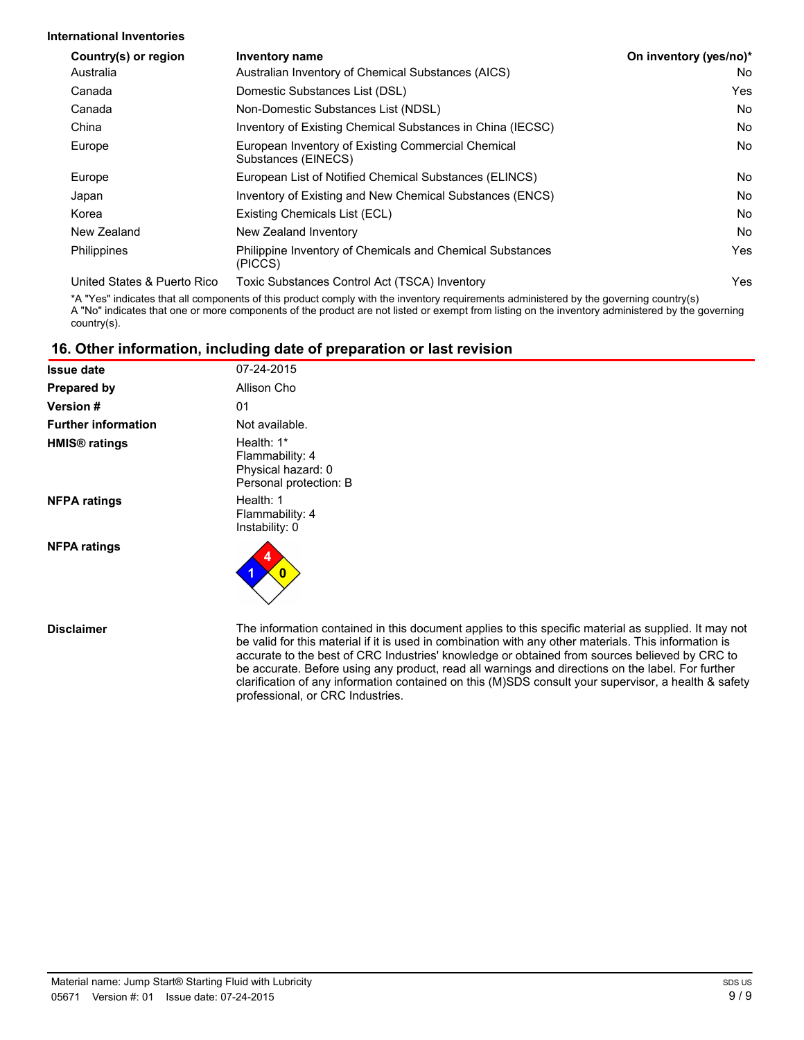**International Inventories**

| Country(s) or region | Inventory name | On inventory (yes/no)* |
|---|---|---|
| Australia | Australian Inventory of Chemical Substances (AICS) | No |
| Canada | Domestic Substances List (DSL) | Yes |
| Canada | Non-Domestic Substances List (NDSL) | No |
| China | Inventory of Existing Chemical Substances in China (IECSC) | No |
| Europe | European Inventory of Existing Commercial Chemical Substances (EINECS) | No |
| Europe | European List of Notified Chemical Substances (ELINCS) | No |
| Japan | Inventory of Existing and New Chemical Substances (ENCS) | No |
| Korea | Existing Chemicals List (ECL) | No |
| New Zealand | New Zealand Inventory | No |
| Philippines | Philippine Inventory of Chemicals and Chemical Substances (PICCS) | Yes |
| United States & Puerto Rico | Toxic Substances Control Act (TSCA) Inventory | Yes |

*A "Yes" indicates that all components of this product comply with the inventory requirements administered by the governing country(s)
A "No" indicates that one or more components of the product are not listed or exempt from listing on the inventory administered by the governing country(s).

## 16. Other information, including date of preparation or last revision

**Issue date** 07-24-2015

**Prepared by** Allison Cho

**Version #** 01

**Further information** Not available.

**HMIS® ratings**
Health: 1*
Flammability: 4
Physical hazard: 0
Personal protection: B

**NFPA ratings**
Health: 1
Flammability: 4
Instability: 0

**NFPA ratings**

4
1
0

**Disclaimer**
The information contained in this document applies to this specific material as supplied. It may not be valid for this material if it is used in combination with any other materials. This information is accurate to the best of CRC Industries' knowledge or obtained from sources believed by CRC to be accurate. Before using any product, read all warnings and directions on the label. For further clarification of any information contained on this (M)SDS consult your supervisor, a health & safety professional, or CRC Industries.